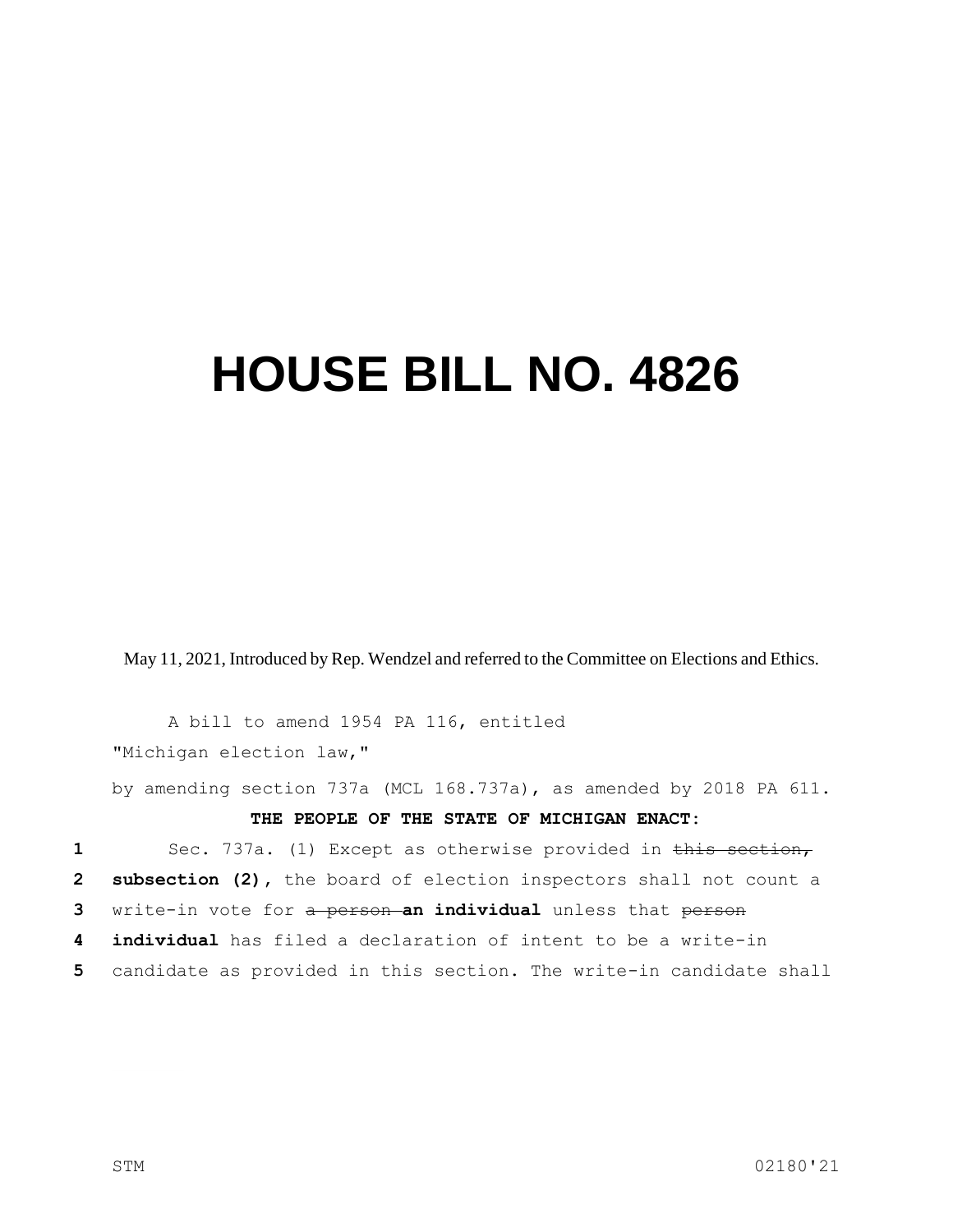# HOUSE BILL NO. 4826

May 11, 2021, Introduced by Rep. Wendzel and referred to the Committee on Elections and Ethics.

A bill to amend 1954 PA 116, entitled

"Michigan election law,"

by amending section 737a (MCL 168.737a), as amended by 2018 PA 611.

**THE PEOPLE OF THE STATE OF MICHIGAN ENACT:**

1 Sec. 737a. (1) Except as otherwise provided in ~~this section,~~
2 **subsection (2)**, the board of election inspectors shall not count a
3 write-in vote for ~~a person~~ **an individual** unless that ~~person~~
4 **individual** has filed a declaration of intent to be a write-in
5 candidate as provided in this section. The write-in candidate shall

STM 02180'21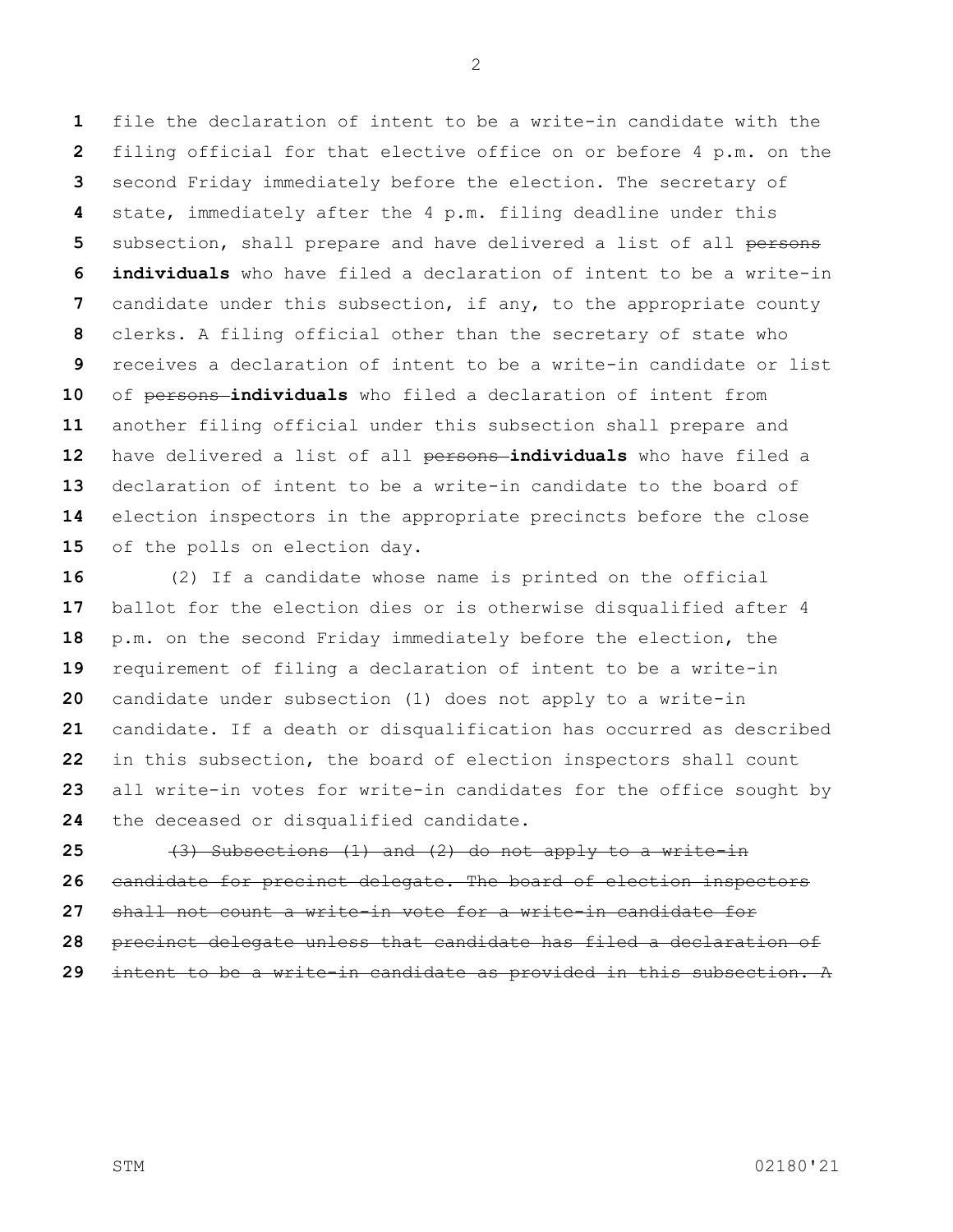file the declaration of intent to be a write-in candidate with the filing official for that elective office on or before 4 p.m. on the second Friday immediately before the election. The secretary of state, immediately after the 4 p.m. filing deadline under this subsection, shall prepare and have delivered a list of all ~~persons~~ **individuals** who have filed a declaration of intent to be a write-in candidate under this subsection, if any, to the appropriate county clerks. A filing official other than the secretary of state who receives a declaration of intent to be a write-in candidate or list of ~~persons~~ **individuals** who filed a declaration of intent from another filing official under this subsection shall prepare and have delivered a list of all ~~persons~~ **individuals** who have filed a declaration of intent to be a write-in candidate to the board of election inspectors in the appropriate precincts before the close of the polls on election day.

(2) If a candidate whose name is printed on the official ballot for the election dies or is otherwise disqualified after 4 p.m. on the second Friday immediately before the election, the requirement of filing a declaration of intent to be a write-in candidate under subsection (1) does not apply to a write-in candidate. If a death or disqualification has occurred as described in this subsection, the board of election inspectors shall count all write-in votes for write-in candidates for the office sought by the deceased or disqualified candidate.

~~(3) Subsections (1) and (2) do not apply to a write-in candidate for precinct delegate. The board of election inspectors shall not count a write-in vote for a write-in candidate for precinct delegate unless that candidate has filed a declaration of intent to be a write-in candidate as provided in this subsection. A~~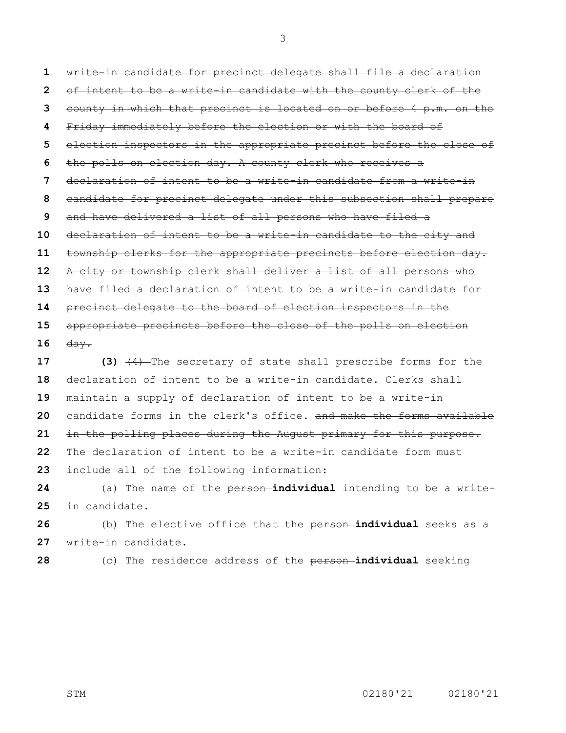~~write-in candidate for precinct delegate shall file a declaration of intent to be a write-in candidate with the county clerk of the county in which that precinct is located on or before 4 p.m. on the Friday immediately before the election or with the board of election inspectors in the appropriate precinct before the close of the polls on election day. A county clerk who receives a declaration of intent to be a write-in candidate from a write-in candidate for precinct delegate under this subsection shall prepare and have delivered a list of all persons who have filed a declaration of intent to be a write-in candidate to the city and township clerks for the appropriate precincts before election day. A city or township clerk shall deliver a list of all persons who have filed a declaration of intent to be a write-in candidate for precinct delegate to the board of election inspectors in the appropriate precincts before the close of the polls on election day.~~

**(3)** ~~(4)~~ The secretary of state shall prescribe forms for the declaration of intent to be a write-in candidate. Clerks shall maintain a supply of declaration of intent to be a write-in candidate forms in the clerk's office. ~~and make the forms available in the polling places during the August primary for this purpose.~~ The declaration of intent to be a write-in candidate form must include all of the following information:

(a) The name of the ~~person~~ **individual** intending to be a write-in candidate.

(b) The elective office that the ~~person~~ **individual** seeks as a write-in candidate.

(c) The residence address of the ~~person~~ **individual** seeking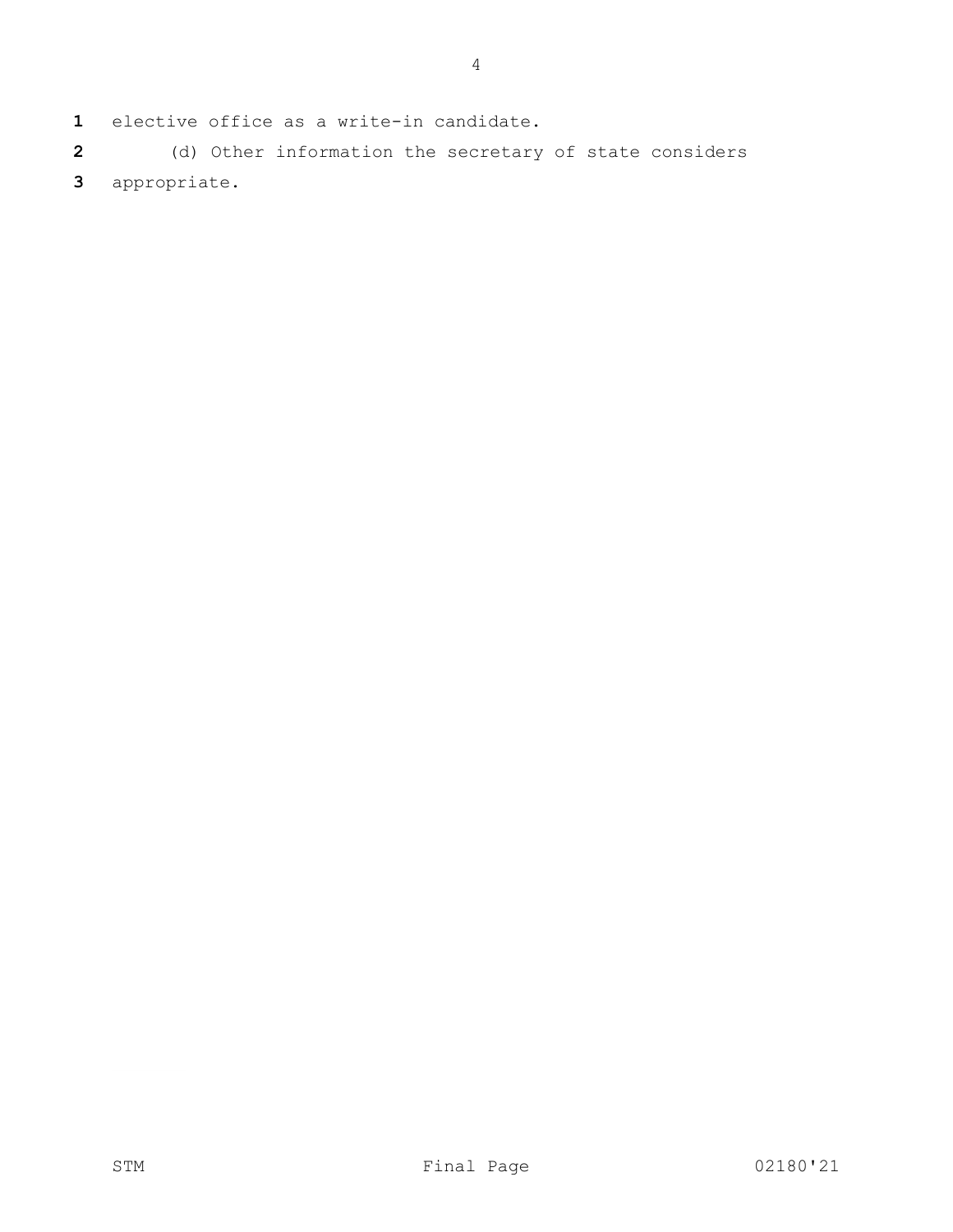elective office as a write-in candidate.

(d) Other information the secretary of state considers appropriate.